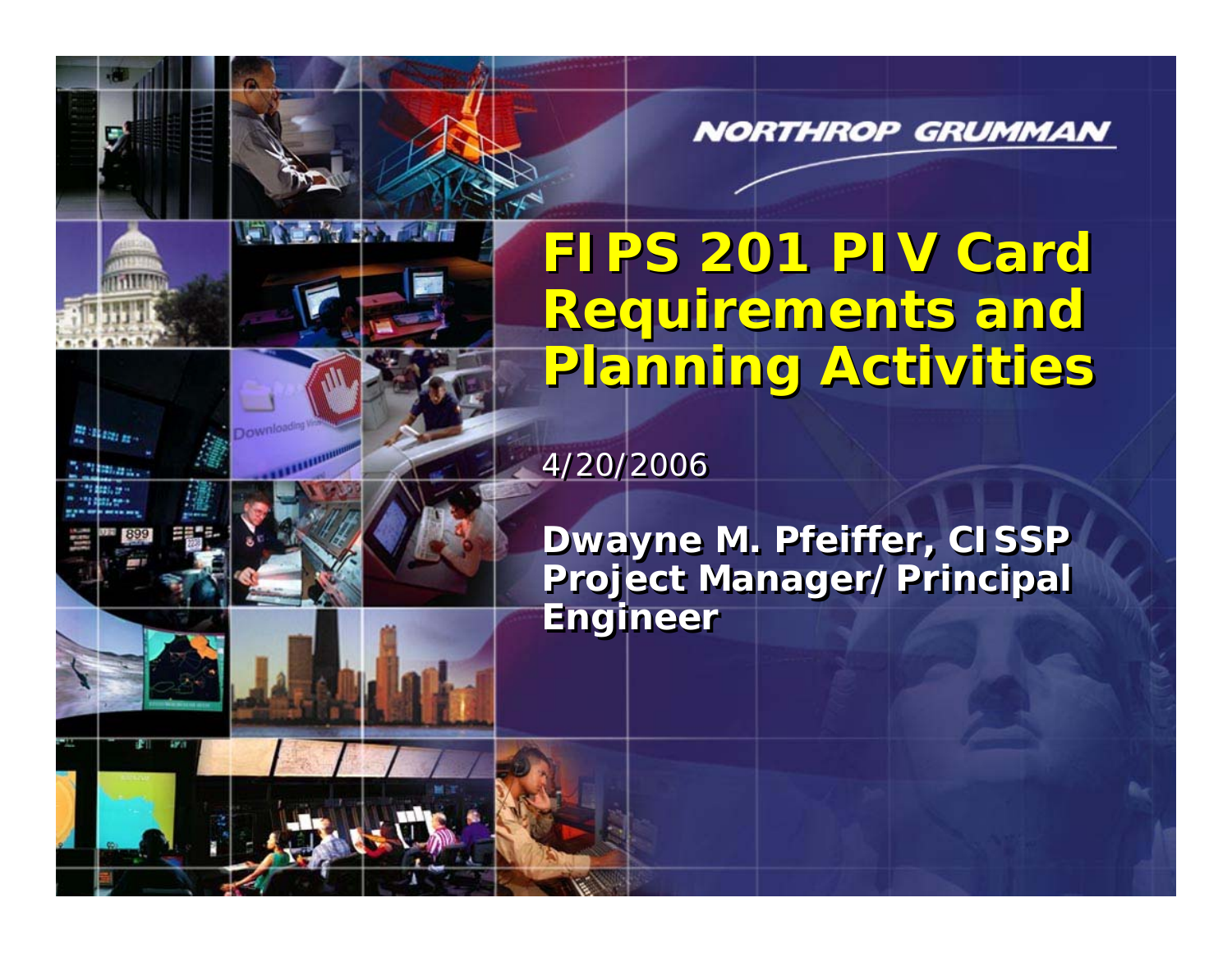NORTHROP GRUMMAN

# FIPS 201 PIV Card Requirements and Planning Activities

4/20/2006

**Dwayne M. Pfeiffer, CISSP**
**Project Manager/ Principal Engineer**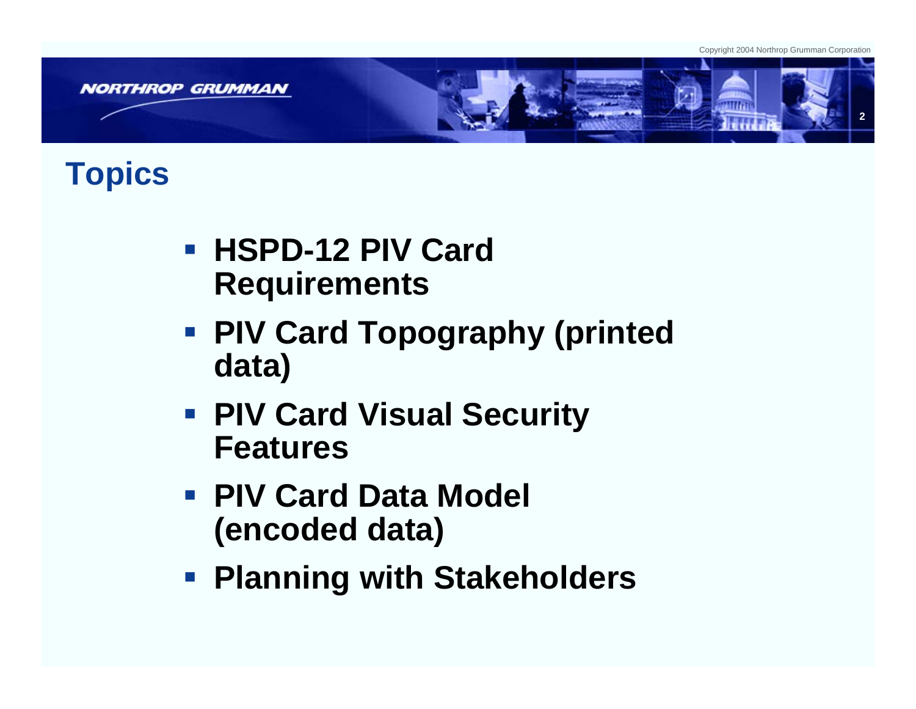# Topics

- **HSPD-12 PIV Card Requirements**
- **PIV Card Topography (printed data)**
- **PIV Card Visual Security Features**
- **PIV Card Data Model (encoded data)**
- **Planning with Stakeholders**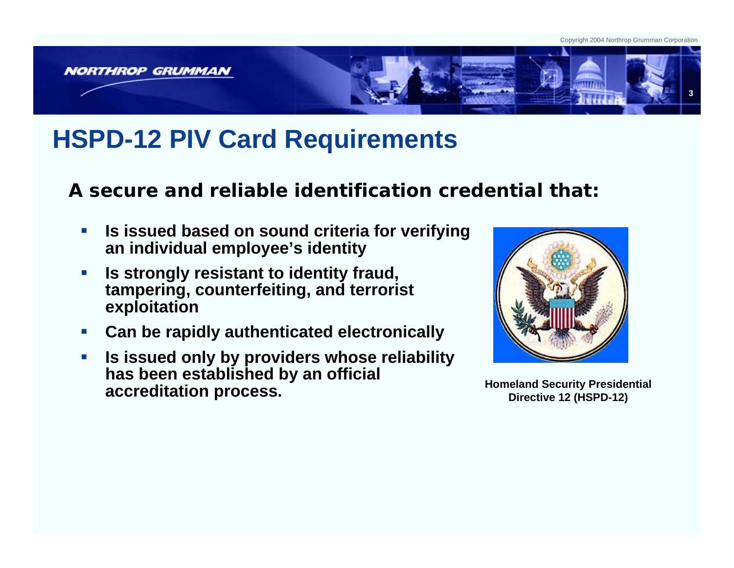# HSPD-12 PIV Card Requirements

## A secure and reliable identification credential that:

- **Is issued based on sound criteria for verifying an individual employee's identity**
- **Is strongly resistant to identity fraud, tampering, counterfeiting, and terrorist exploitation**
- **Can be rapidly authenticated electronically**
- **Is issued only by providers whose reliability has been established by an official accreditation process.**

**Homeland Security Presidential Directive 12 (HSPD-12)**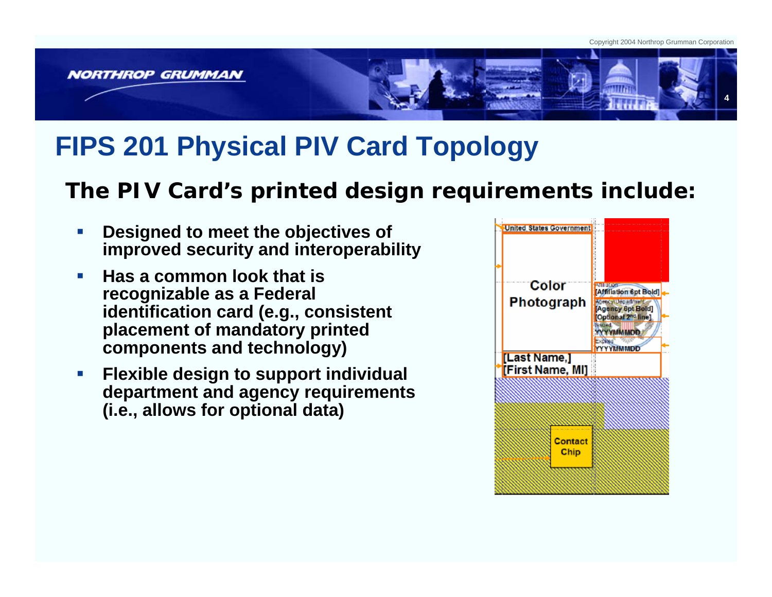# FIPS 201 Physical PIV Card Topology

## The PIV Card's printed design requirements include:

- **Designed to meet the objectives of improved security and interoperability**
- **Has a common look that is recognizable as a Federal identification card (e.g., consistent placement of mandatory printed components and technology)**
- **Flexible design to support individual department and agency requirements (i.e., allows for optional data)**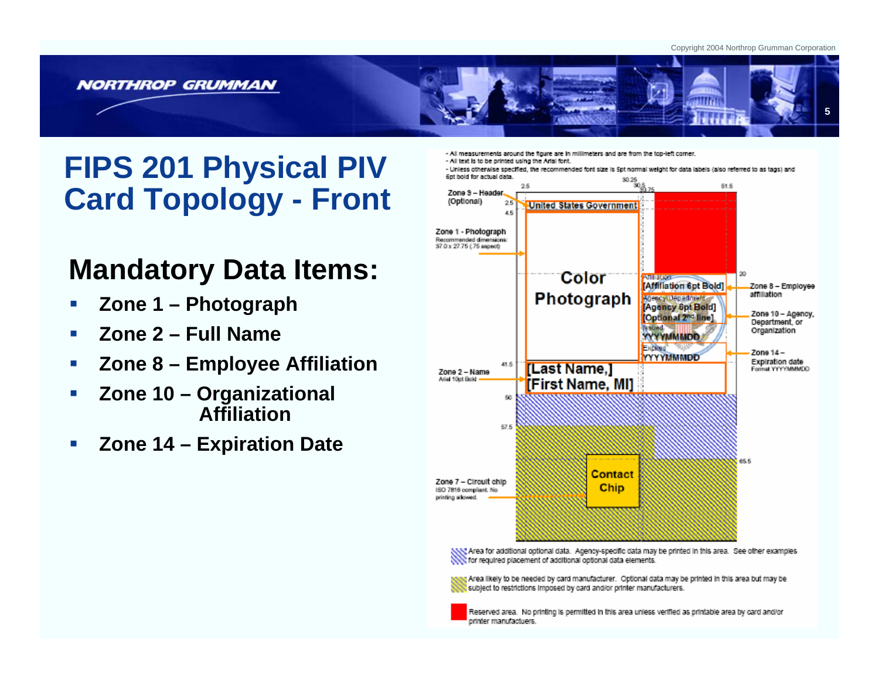# FIPS 201 Physical PIV Card Topology - Front

## Mandatory Data Items:

- **Zone 1 – Photograph**
- **Zone 2 – Full Name**
- **Zone 8 – Employee Affiliation**
- **Zone 10 – Organizational Affiliation**
- **Zone 14 – Expiration Date**

- All measurements around the figure are in millimeters and are from the top-left corner.
- All text is to be printed using the Arial font.
- Unless otherwise specified, the recommended font size is 5pt normal weight for data labels (also referred to as tags) and 6pt bold for actual data.

Zone 9 – Header (Optional)

United States Government

Zone 1 - Photograph
Recommended dimensions: 37.0 x 27.75 (.75 aspect)

Color Photograph

Affiliation
[Affiliation 6pt Bold]

Zone 8 – Employee affiliation

Agency/Department
[Agency 6pt Bold]
[Optional 2nd line]

Zone 10 – Agency, Department, or Organization

Issued
YYYYMMMDD

Expires
YYYYMMMDD

Zone 14 – Expiration date
Format YYYYMMMDD

Zone 2 – Name
Arial 10pt Bold

[Last Name,]
[First Name, MI]

Contact Chip

Zone 7 – Circuit chip
ISO 7816 compliant. No printing allowed.

Area for additional optional data. Agency-specific data may be printed in this area. See other examples for required placement of additional optional data elements.

Area likely to be needed by card manufacturer. Optional data may be printed in this area but may be subject to restrictions imposed by card and/or printer manufacturers.

Reserved area. No printing is permitted in this area unless verified as printable area by card and/or printer manufactuers.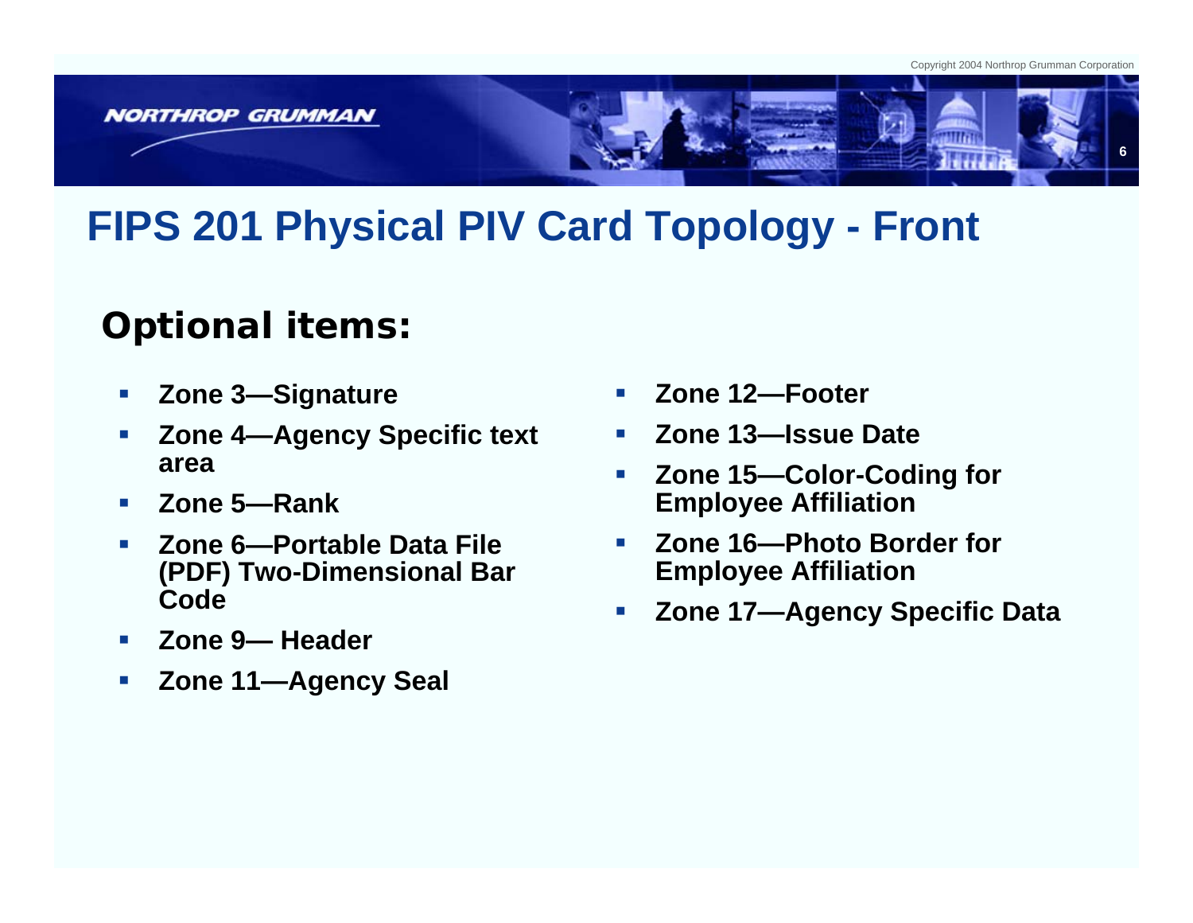# FIPS 201 Physical PIV Card Topology - Front

## Optional items:

- **Zone 3—Signature**
- **Zone 4—Agency Specific text area**
- **Zone 5—Rank**
- **Zone 6—Portable Data File (PDF) Two-Dimensional Bar Code**
- **Zone 9— Header**
- **Zone 11—Agency Seal**
- **Zone 12—Footer**
- **Zone 13—Issue Date**
- **Zone 15—Color-Coding for Employee Affiliation**
- **Zone 16—Photo Border for Employee Affiliation**
- **Zone 17—Agency Specific Data**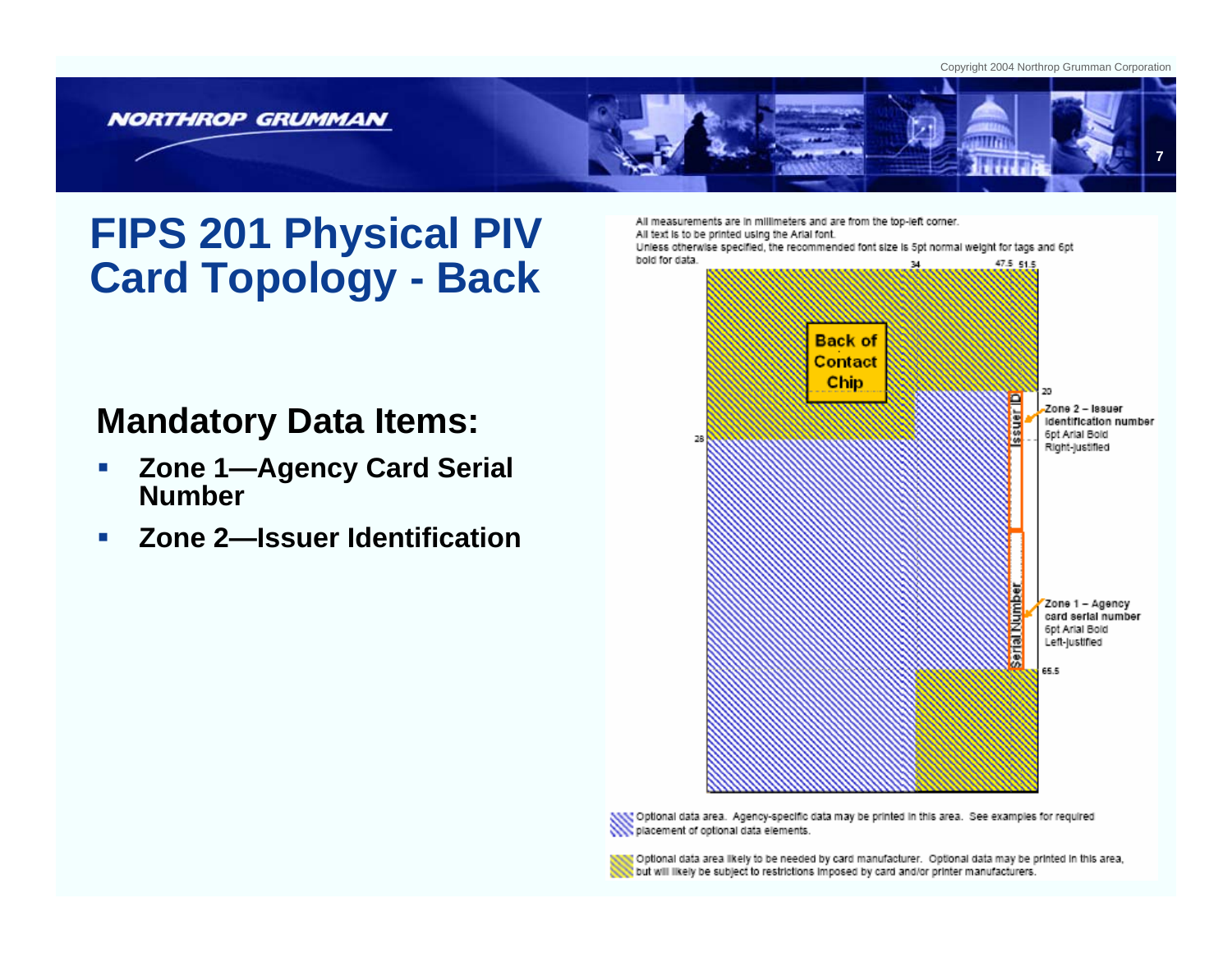# FIPS 201 Physical PIV Card Topology - Back

## Mandatory Data Items:

- **Zone 1—Agency Card Serial Number**
- **Zone 2—Issuer Identification**

All measurements are in millimeters and are from the top-left corner.
All text is to be printed using the Arial font.
Unless otherwise specified, the recommended font size is 5pt normal weight for tags and 6pt bold for data.

34 47.5 51.5

Back of Contact Chip

20

28

Issuer ID

Zone 2 – Issuer identification number
6pt Arial Bold
Right-justified

Serial Number

Zone 1 – Agency card serial number
6pt Arial Bold
Left-justified

65.5

Optional data area. Agency-specific data may be printed in this area. See examples for required placement of optional data elements.

Optional data area likely to be needed by card manufacturer. Optional data may be printed in this area, but will likely be subject to restrictions imposed by card and/or printer manufacturers.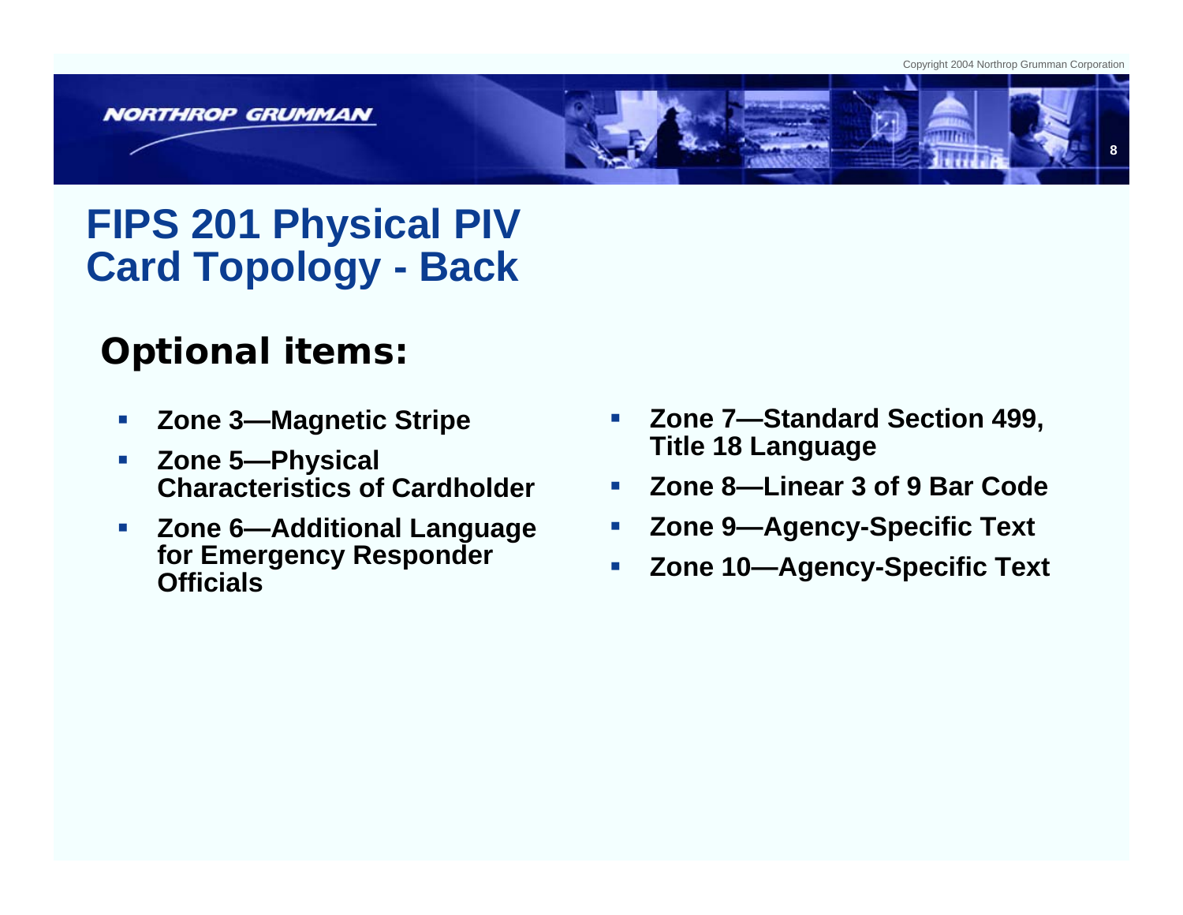# FIPS 201 Physical PIV Card Topology - Back

## Optional items:

- **Zone 3—Magnetic Stripe**
- **Zone 5—Physical Characteristics of Cardholder**
- **Zone 6—Additional Language for Emergency Responder Officials**
- **Zone 7—Standard Section 499, Title 18 Language**
- **Zone 8—Linear 3 of 9 Bar Code**
- **Zone 9—Agency-Specific Text**
- **Zone 10—Agency-Specific Text**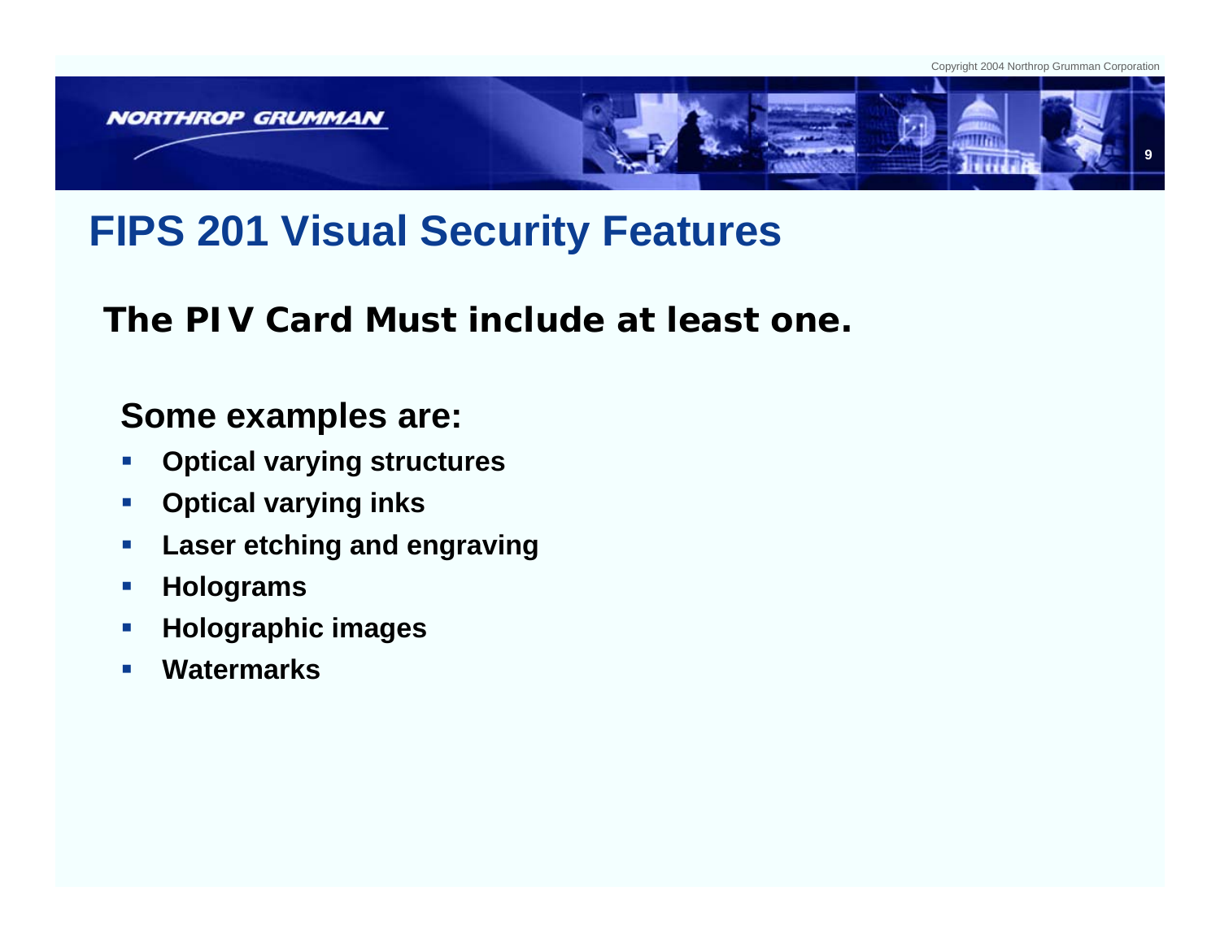# FIPS 201 Visual Security Features

**The PIV Card Must include at least one.**

**Some examples are:**

- **Optical varying structures**
- **Optical varying inks**
- **Laser etching and engraving**
- **Holograms**
- **Holographic images**
- **Watermarks**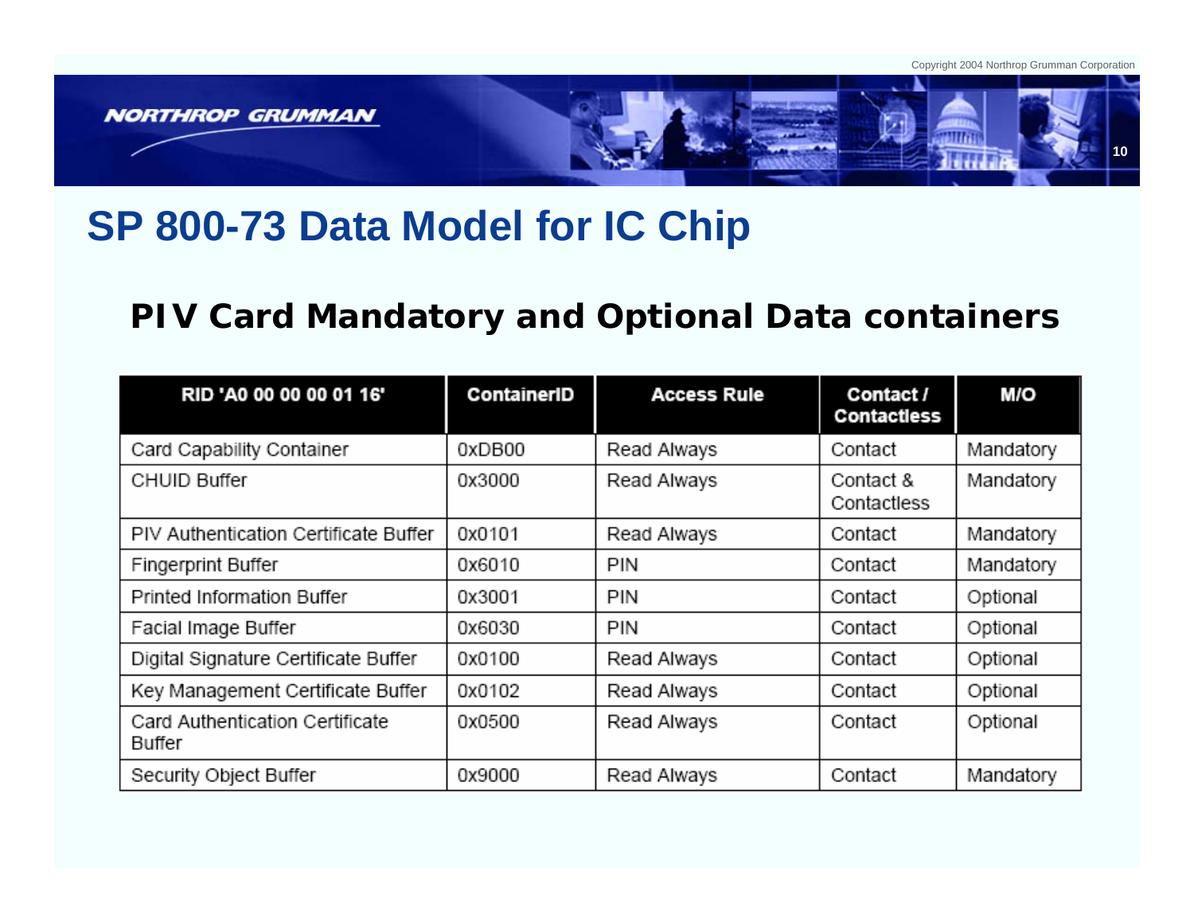# SP 800-73 Data Model for IC Chip

## PIV Card Mandatory and Optional Data containers

| RID 'A0 00 00 00 01 16' | ContainerID | Access Rule | Contact / Contactless | M/O |
|---|---|---|---|---|
| Card Capability Container | 0xDB00 | Read Always | Contact | Mandatory |
| CHUID Buffer | 0x3000 | Read Always | Contact & Contactless | Mandatory |
| PIV Authentication Certificate Buffer | 0x0101 | Read Always | Contact | Mandatory |
| Fingerprint Buffer | 0x6010 | PIN | Contact | Mandatory |
| Printed Information Buffer | 0x3001 | PIN | Contact | Optional |
| Facial Image Buffer | 0x6030 | PIN | Contact | Optional |
| Digital Signature Certificate Buffer | 0x0100 | Read Always | Contact | Optional |
| Key Management Certificate Buffer | 0x0102 | Read Always | Contact | Optional |
| Card Authentication Certificate Buffer | 0x0500 | Read Always | Contact | Optional |
| Security Object Buffer | 0x9000 | Read Always | Contact | Mandatory |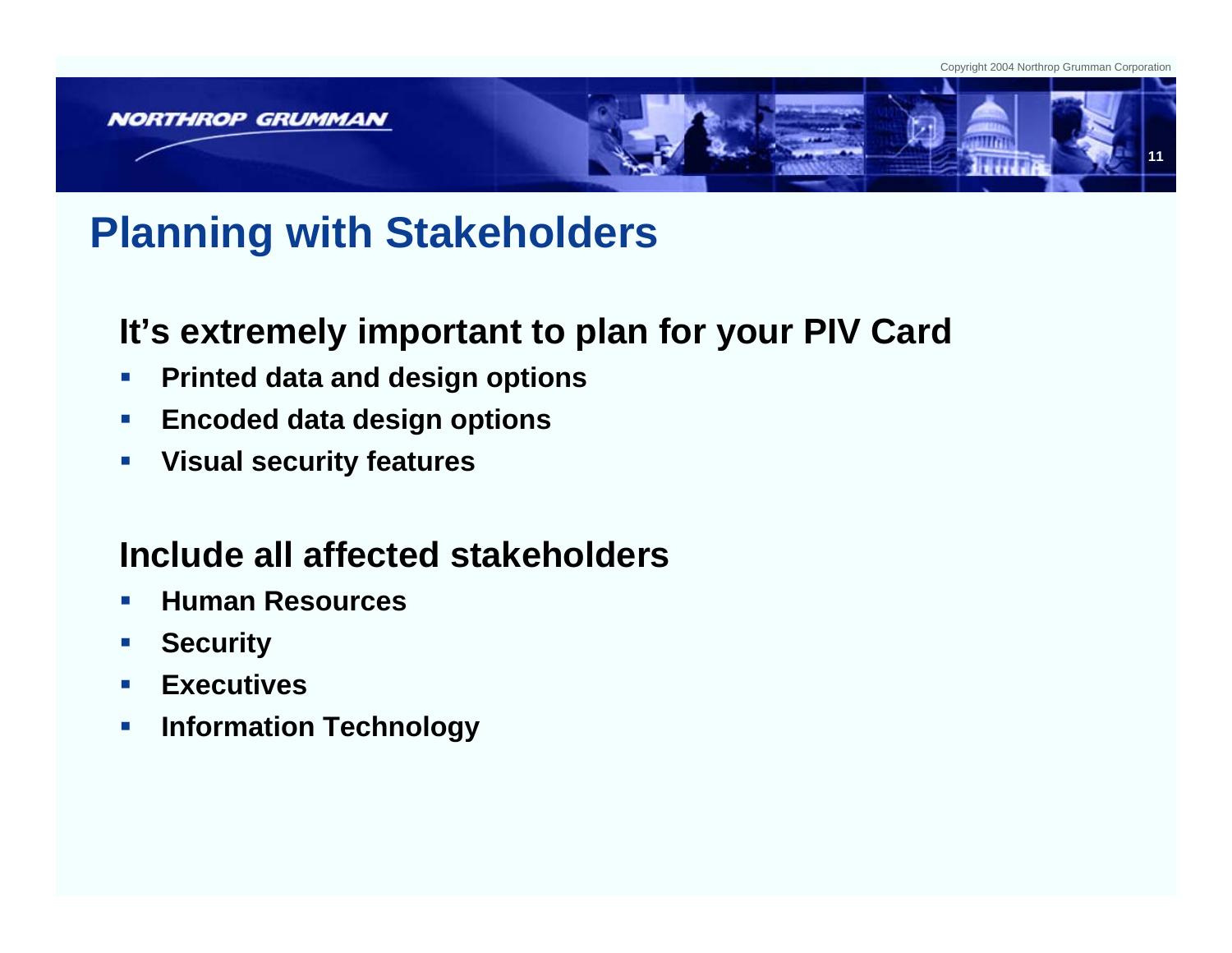# Planning with Stakeholders

## It's extremely important to plan for your PIV Card

- **Printed data and design options**
- **Encoded data design options**
- **Visual security features**

## Include all affected stakeholders

- **Human Resources**
- **Security**
- **Executives**
- **Information Technology**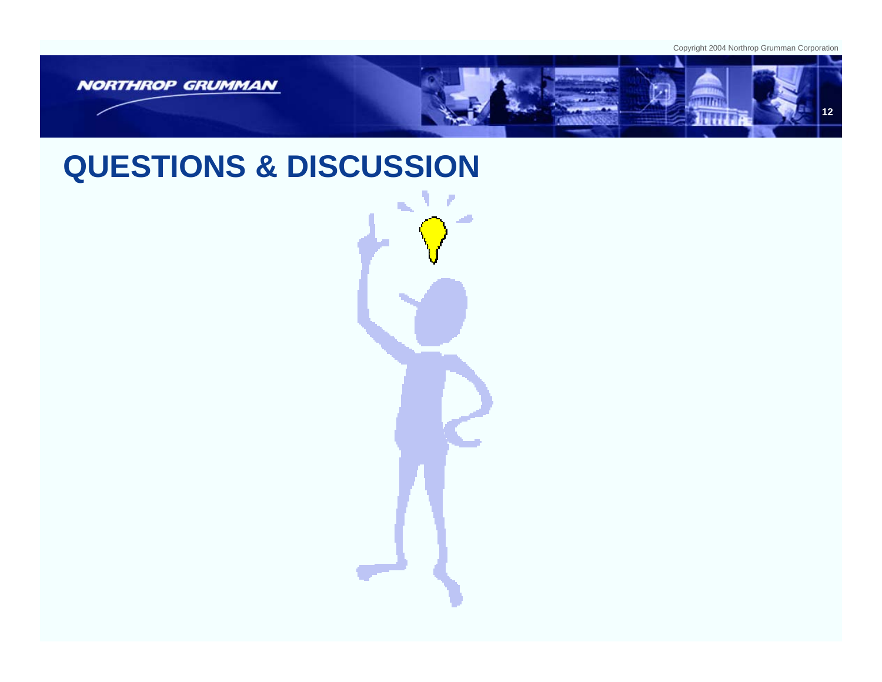# QUESTIONS & DISCUSSION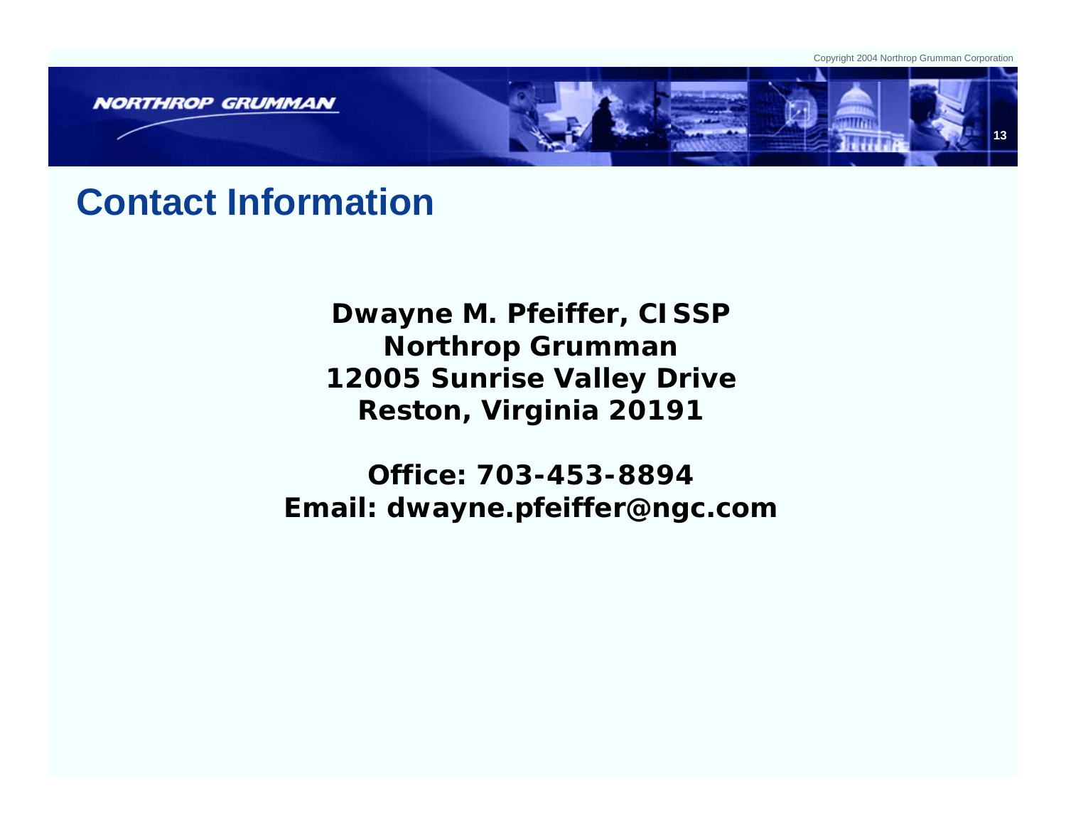# Contact Information

**Dwayne M. Pfeiffer, CISSP**
**Northrop Grumman**
**12005 Sunrise Valley Drive**
**Reston, Virginia 20191**

**Office: 703-453-8894**
**Email: dwayne.pfeiffer@ngc.com**